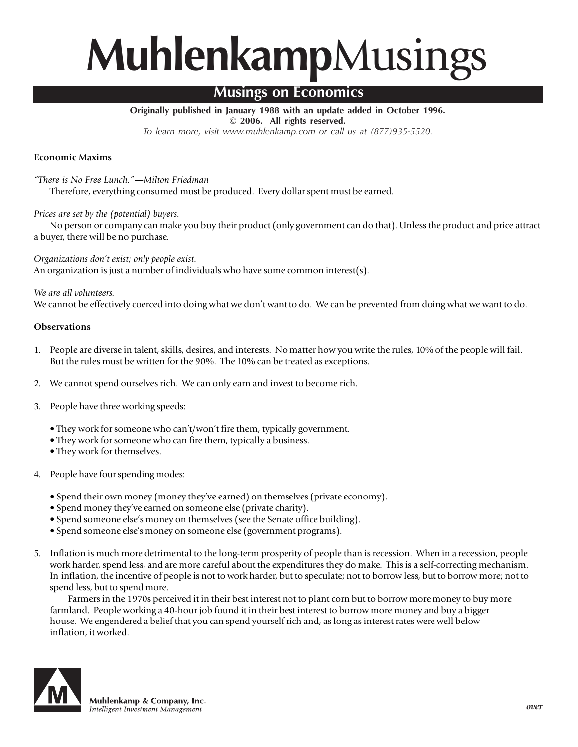# MuhlenkampMusings

## Musings on Economics

**Originally published in January 1988 with an update added in October 1996.**
**© 2006. All rights reserved.**
*To learn more, visit www.muhlenkamp.com or call us at (877)935-5520.*

**Economic Maxims**

*"There is No Free Lunch."—Milton Friedman*
Therefore, everything consumed must be produced. Every dollar spent must be earned.

*Prices are set by the (potential) buyers.*
No person or company can make you buy their product (only government can do that). Unless the product and price attract a buyer, there will be no purchase.

*Organizations don't exist; only people exist.*
An organization is just a number of individuals who have some common interest(s).

*We are all volunteers.*
We cannot be effectively coerced into doing what we don't want to do. We can be prevented from doing what we want to do.

**Observations**

1. People are diverse in talent, skills, desires, and interests. No matter how you write the rules, 10% of the people will fail. But the rules must be written for the 90%. The 10% can be treated as exceptions.

2. We cannot spend ourselves rich. We can only earn and invest to become rich.

3. People have three working speeds:

   - They work for someone who can't/won't fire them, typically government.
   - They work for someone who can fire them, typically a business.
   - They work for themselves.

4. People have four spending modes:

   - Spend their own money (money they've earned) on themselves (private economy).
   - Spend money they've earned on someone else (private charity).
   - Spend someone else's money on themselves (see the Senate office building).
   - Spend someone else's money on someone else (government programs).

5. Inflation is much more detrimental to the long-term prosperity of people than is recession. When in a recession, people work harder, spend less, and are more careful about the expenditures they do make. This is a self-correcting mechanism. In inflation, the incentive of people is not to work harder, but to speculate; not to borrow less, but to borrow more; not to spend less, but to spend more.

   Farmers in the 1970s perceived it in their best interest not to plant corn but to borrow more money to buy more farmland. People working a 40-hour job found it in their best interest to borrow more money and buy a bigger house. We engendered a belief that you can spend yourself rich and, as long as interest rates were well below inflation, it worked.

Muhlenkamp & Company, Inc.
*Intelligent Investment Management*

*over*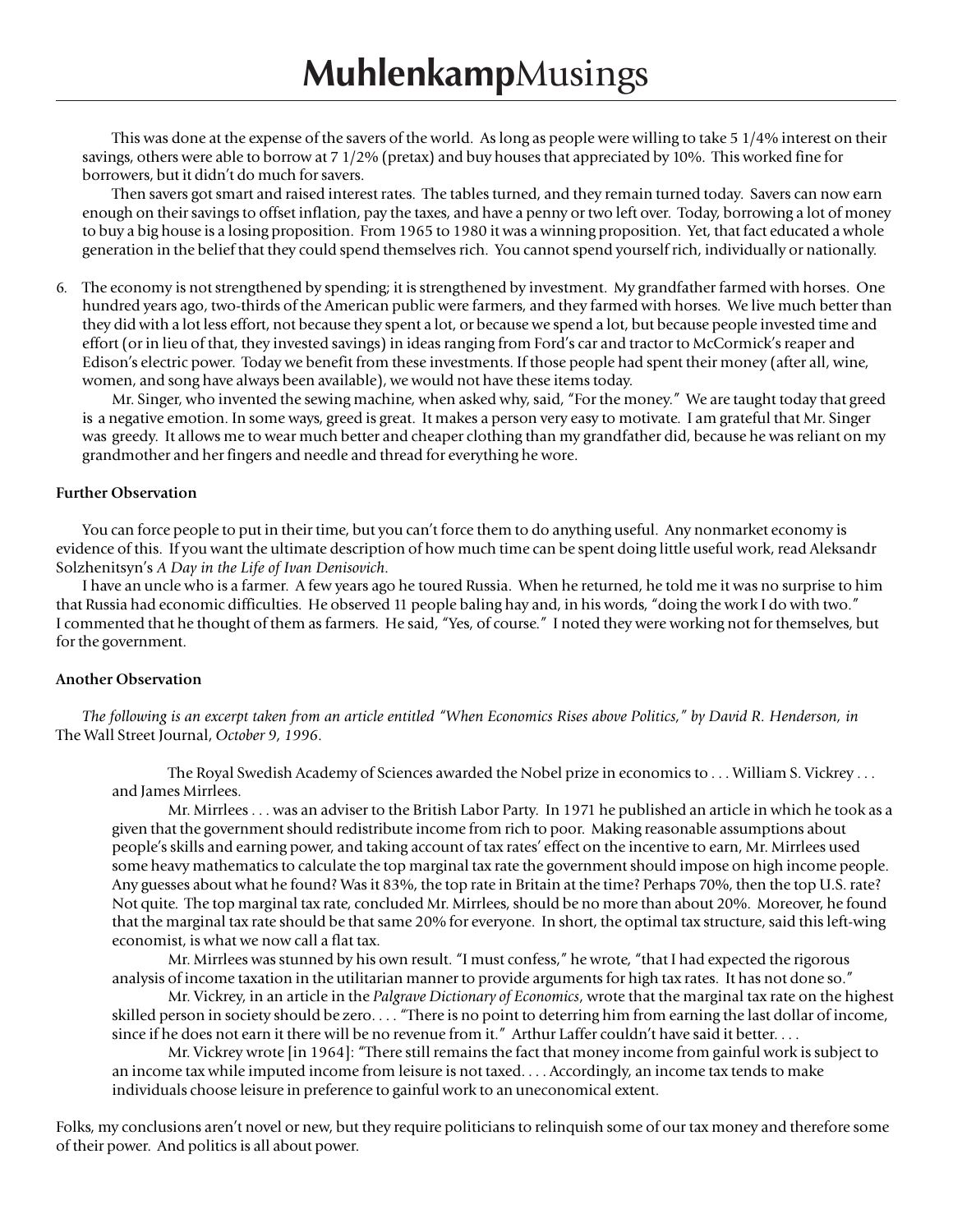This was done at the expense of the savers of the world. As long as people were willing to take 5 1/4% interest on their savings, others were able to borrow at 7 1/2% (pretax) and buy houses that appreciated by 10%. This worked fine for borrowers, but it didn't do much for savers.

Then savers got smart and raised interest rates. The tables turned, and they remain turned today. Savers can now earn enough on their savings to offset inflation, pay the taxes, and have a penny or two left over. Today, borrowing a lot of money to buy a big house is a losing proposition. From 1965 to 1980 it was a winning proposition. Yet, that fact educated a whole generation in the belief that they could spend themselves rich. You cannot spend yourself rich, individually or nationally.

6. The economy is not strengthened by spending; it is strengthened by investment. My grandfather farmed with horses. One hundred years ago, two-thirds of the American public were farmers, and they farmed with horses. We live much better than they did with a lot less effort, not because they spent a lot, or because we spend a lot, but because people invested time and effort (or in lieu of that, they invested savings) in ideas ranging from Ford's car and tractor to McCormick's reaper and Edison's electric power. Today we benefit from these investments. If those people had spent their money (after all, wine, women, and song have always been available), we would not have these items today.

   Mr. Singer, who invented the sewing machine, when asked why, said, "For the money." We are taught today that greed is a negative emotion. In some ways, greed is great. It makes a person very easy to motivate. I am grateful that Mr. Singer was greedy. It allows me to wear much better and cheaper clothing than my grandfather did, because he was reliant on my grandmother and her fingers and needle and thread for everything he wore.

**Further Observation**

You can force people to put in their time, but you can't force them to do anything useful. Any nonmarket economy is evidence of this. If you want the ultimate description of how much time can be spent doing little useful work, read Aleksandr Solzhenitsyn's *A Day in the Life of Ivan Denisovich*.

I have an uncle who is a farmer. A few years ago he toured Russia. When he returned, he told me it was no surprise to him that Russia had economic difficulties. He observed 11 people baling hay and, in his words, "doing the work I do with two." I commented that he thought of them as farmers. He said, "Yes, of course." I noted they were working not for themselves, but for the government.

**Another Observation**

*The following is an excerpt taken from an article entitled "When Economics Rises above Politics," by David R. Henderson, in* The Wall Street Journal, *October 9, 1996.*

> The Royal Swedish Academy of Sciences awarded the Nobel prize in economics to . . . William S. Vickrey . . . and James Mirrlees.
>
> Mr. Mirrlees . . . was an adviser to the British Labor Party. In 1971 he published an article in which he took as a given that the government should redistribute income from rich to poor. Making reasonable assumptions about people's skills and earning power, and taking account of tax rates' effect on the incentive to earn, Mr. Mirrlees used some heavy mathematics to calculate the top marginal tax rate the government should impose on high income people. Any guesses about what he found? Was it 83%, the top rate in Britain at the time? Perhaps 70%, then the top U.S. rate? Not quite. The top marginal tax rate, concluded Mr. Mirrlees, should be no more than about 20%. Moreover, he found that the marginal tax rate should be that same 20% for everyone. In short, the optimal tax structure, said this left-wing economist, is what we now call a flat tax.
>
> Mr. Mirrlees was stunned by his own result. "I must confess," he wrote, "that I had expected the rigorous analysis of income taxation in the utilitarian manner to provide arguments for high tax rates. It has not done so."
>
> Mr. Vickrey, in an article in the *Palgrave Dictionary of Economics*, wrote that the marginal tax rate on the highest skilled person in society should be zero. . . . "There is no point to deterring him from earning the last dollar of income, since if he does not earn it there will be no revenue from it." Arthur Laffer couldn't have said it better. . . .
>
> Mr. Vickrey wrote [in 1964]: "There still remains the fact that money income from gainful work is subject to an income tax while imputed income from leisure is not taxed. . . . Accordingly, an income tax tends to make individuals choose leisure in preference to gainful work to an uneconomical extent.

Folks, my conclusions aren't novel or new, but they require politicians to relinquish some of our tax money and therefore some of their power. And politics is all about power.